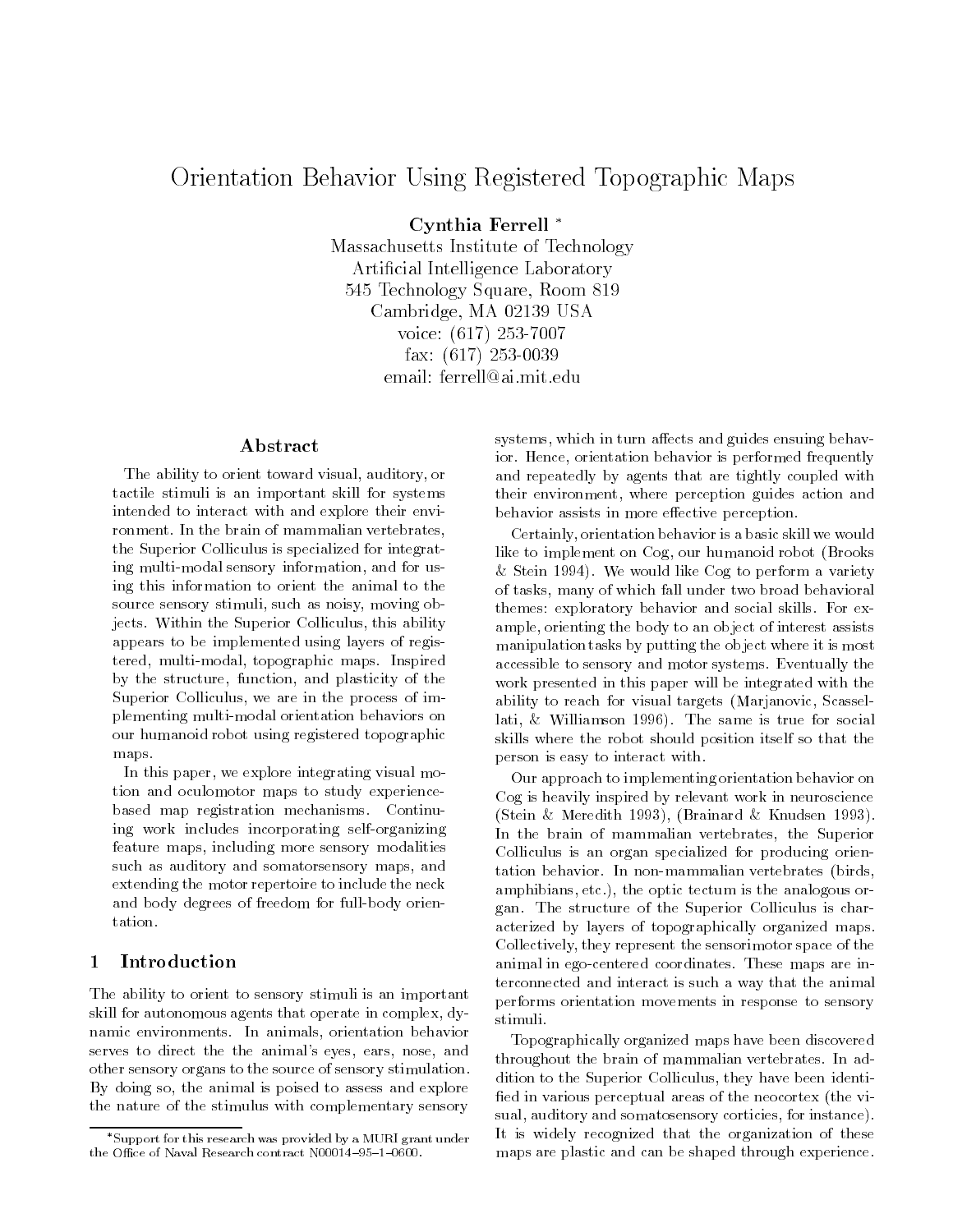# Orientation Behavior Using Registered Topographic Maps

**Cynthia Ferrell** *

Massachusetts Institute of Technology
Artificial Intelligence Laboratory
545 Technology Square, Room 819
Cambridge, MA 02139 USA
voice: (617) 253-7007
fax: (617) 253-0039
email: ferrell@ai.mit.edu

## Abstract

The ability to orient toward visual, auditory, or tactile stimuli is an important skill for systems intended to interact with and explore their environment. In the brain of mammalian vertebrates, the Superior Colliculus is specialized for integrating multi-modal sensory information, and for using this information to orient the animal to the source sensory stimuli, such as noisy, moving objects. Within the Superior Colliculus, this ability appears to be implemented using layers of registered, multi-modal, topographic maps. Inspired by the structure, function, and plasticity of the Superior Colliculus, we are in the process of implementing multi-modal orientation behaviors on our humanoid robot using registered topographic maps.

In this paper, we explore integrating visual motion and oculomotor maps to study experience-based map registration mechanisms. Continuing work includes incorporating self-organizing feature maps, including more sensory modalities such as auditory and somatorsensory maps, and extending the motor repertoire to include the neck and body degrees of freedom for full-body orientation.

## 1 Introduction

The ability to orient to sensory stimuli is an important skill for autonomous agents that operate in complex, dynamic environments. In animals, orientation behavior serves to direct the the animal's eyes, ears, nose, and other sensory organs to the source of sensory stimulation. By doing so, the animal is poised to assess and explore the nature of the stimulus with complementary sensory systems, which in turn affects and guides ensuing behavior. Hence, orientation behavior is performed frequently and repeatedly by agents that are tightly coupled with their environment, where perception guides action and behavior assists in more effective perception.

Certainly, orientation behavior is a basic skill we would like to implement on Cog, our humanoid robot (Brooks & Stein 1994). We would like Cog to perform a variety of tasks, many of which fall under two broad behavioral themes: exploratory behavior and social skills. For example, orienting the body to an object of interest assists manipulation tasks by putting the object where it is most accessible to sensory and motor systems. Eventually the work presented in this paper will be integrated with the ability to reach for visual targets (Marjanovic, Scassellati, & Williamson 1996). The same is true for social skills where the robot should position itself so that the person is easy to interact with.

Our approach to implementing orientation behavior on Cog is heavily inspired by relevant work in neuroscience (Stein & Meredith 1993), (Brainard & Knudsen 1993). In the brain of mammalian vertebrates, the Superior Colliculus is an organ specialized for producing orientation behavior. In non-mammalian vertebrates (birds, amphibians, etc.), the optic tectum is the analogous organ. The structure of the Superior Colliculus is characterized by layers of topographically organized maps. Collectively, they represent the sensorimotor space of the animal in ego-centered coordinates. These maps are interconnected and interact is such a way that the animal performs orientation movements in response to sensory stimuli.

Topographically organized maps have been discovered throughout the brain of mammalian vertebrates. In addition to the Superior Colliculus, they have been identified in various perceptual areas of the neocortex (the visual, auditory and somatosensory corticies, for instance). It is widely recognized that the organization of these maps are plastic and can be shaped through experience.

*Support for this research was provided by a MURI grant under the Office of Naval Research contract N00014–95–1–0600.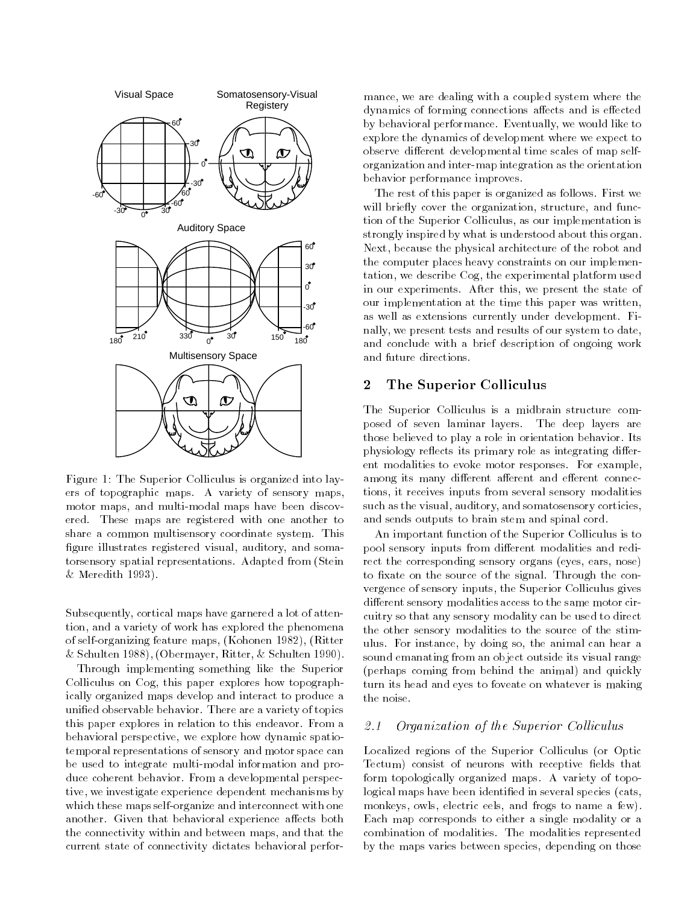Figure 1: The Superior Colliculus is organized into layers of topographic maps. A variety of sensory maps, motor maps, and multi-modal maps have been discovered. These maps are registered with one another to share a common multisensory coordinate system. This figure illustrates registered visual, auditory, and somatorsensory spatial representations. Adapted from (Stein & Meredith 1993).

Subsequently, cortical maps have garnered a lot of attention, and a variety of work has explored the phenomena of self-organizing feature maps, (Kohonen 1982), (Ritter & Schulten 1988), (Obermayer, Ritter, & Schulten 1990).

Through implementing something like the Superior Colliculus on Cog, this paper explores how topographically organized maps develop and interact to produce a unified observable behavior. There are a variety of topics this paper explores in relation to this endeavor. From a behavioral perspective, we explore how dynamic spatiotemporal representations of sensory and motor space can be used to integrate multi-modal information and produce coherent behavior. From a developmental perspective, we investigate experience dependent mechanisms by which these maps self-organize and interconnect with one another. Given that behavioral experience affects both the connectivity within and between maps, and that the current state of connectivity dictates behavioral performance, we are dealing with a coupled system where the dynamics of forming connections affects and is effected by behavioral performance. Eventually, we would like to explore the dynamics of development where we expect to observe different developmental time scales of map self-organization and inter-map integration as the orientation behavior performance improves.

The rest of this paper is organized as follows. First we will briefly cover the organization, structure, and function of the Superior Colliculus, as our implementation is strongly inspired by what is understood about this organ. Next, because the physical architecture of the robot and the computer places heavy constraints on our implementation, we describe Cog, the experimental platform used in our experiments. After this, we present the state of our implementation at the time this paper was written, as well as extensions currently under development. Finally, we present tests and results of our system to date, and conclude with a brief description of ongoing work and future directions.

## 2 The Superior Colliculus

The Superior Colliculus is a midbrain structure composed of seven laminar layers. The deep layers are those believed to play a role in orientation behavior. Its physiology reflects its primary role as integrating different modalities to evoke motor responses. For example, among its many different afferent and efferent connections, it receives inputs from several sensory modalities such as the visual, auditory, and somatosensory corticies, and sends outputs to brain stem and spinal cord.

An important function of the Superior Colliculus is to pool sensory inputs from different modalities and redirect the corresponding sensory organs (eyes, ears, nose) to fixate on the source of the signal. Through the convergence of sensory inputs, the Superior Colliculus gives different sensory modalities access to the same motor circuitry so that any sensory modality can be used to direct the other sensory modalities to the source of the stimulus. For instance, by doing so, the animal can hear a sound emanating from an object outside its visual range (perhaps coming from behind the animal) and quickly turn its head and eyes to foveate on whatever is making the noise.

### 2.1 *Organization of the Superior Colliculus*

Localized regions of the Superior Colliculus (or Optic Tectum) consist of neurons with receptive fields that form topologically organized maps. A variety of topological maps have been identified in several species (cats, monkeys, owls, electric eels, and frogs to name a few). Each map corresponds to either a single modality or a combination of modalities. The modalities represented by the maps varies between species, depending on those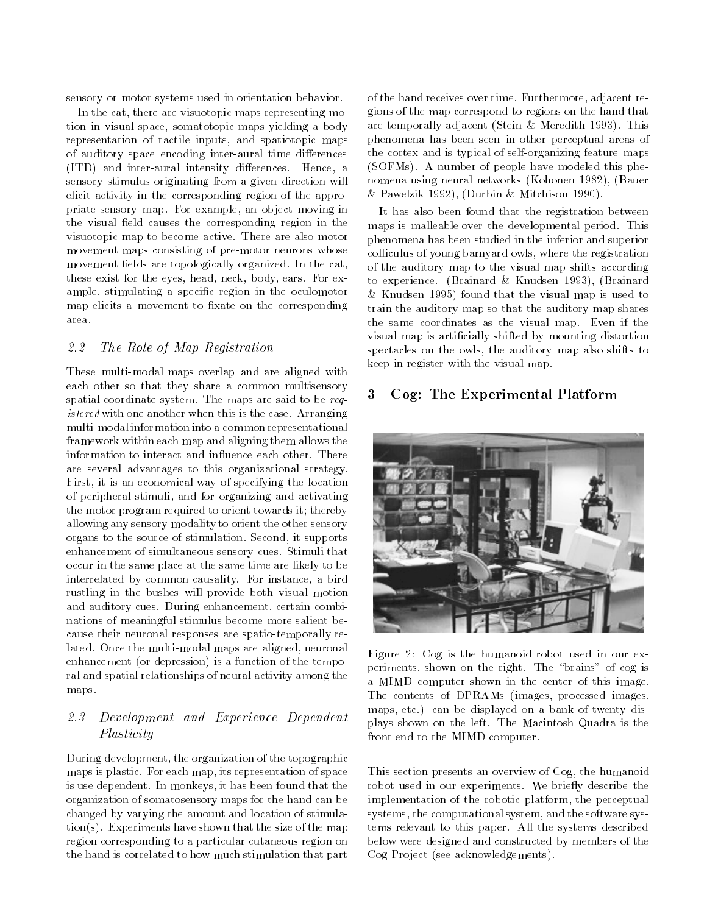sensory or motor systems used in orientation behavior.

In the cat, there are visuotopic maps representing motion in visual space, somatotopic maps yielding a body representation of tactile inputs, and spatiotopic maps of auditory space encoding inter-aural time differences (ITD) and inter-aural intensity differences. Hence, a sensory stimulus originating from a given direction will elicit activity in the corresponding region of the appropriate sensory map. For example, an object moving in the visual field causes the corresponding region in the visuotopic map to become active. There are also motor movement maps consisting of pre-motor neurons whose movement fields are topologically organized. In the cat, these exist for the eyes, head, neck, body, ears. For example, stimulating a specific region in the oculomotor map elicits a movement to fixate on the corresponding area.

### 2.2 The Role of Map Registration

These multi-modal maps overlap and are aligned with each other so that they share a common multisensory spatial coordinate system. The maps are said to be *registered* with one another when this is the case. Arranging multi-modal information into a common representational framework within each map and aligning them allows the information to interact and influence each other. There are several advantages to this organizational strategy. First, it is an economical way of specifying the location of peripheral stimuli, and for organizing and activating the motor program required to orient towards it; thereby allowing any sensory modality to orient the other sensory organs to the source of stimulation. Second, it supports enhancement of simultaneous sensory cues. Stimuli that occur in the same place at the same time are likely to be interrelated by common causality. For instance, a bird rustling in the bushes will provide both visual motion and auditory cues. During enhancement, certain combinations of meaningful stimulus become more salient because their neuronal responses are spatio-temporally related. Once the multi-modal maps are aligned, neuronal enhancement (or depression) is a function of the temporal and spatial relationships of neural activity among the maps.

### 2.3 Development and Experience Dependent Plasticity

During development, the organization of the topographic maps is plastic. For each map, its representation of space is use dependent. In monkeys, it has been found that the organization of somatosensory maps for the hand can be changed by varying the amount and location of stimulation(s). Experiments have shown that the size of the map region corresponding to a particular cutaneous region on the hand is correlated to how much stimulation that part of the hand receives over time. Furthermore, adjacent regions of the map correspond to regions on the hand that are temporally adjacent (Stein & Meredith 1993). This phenomena has been seen in other perceptual areas of the cortex and is typical of self-organizing feature maps (SOFMs). A number of people have modeled this phenomena using neural networks (Kohonen 1982), (Bauer & Pawelzik 1992), (Durbin & Mitchison 1990).

It has also been found that the registration between maps is malleable over the developmental period. This phenomena has been studied in the inferior and superior colliculus of young barnyard owls, where the registration of the auditory map to the visual map shifts according to experience. (Brainard & Knudsen 1993), (Brainard & Knudsen 1995) found that the visual map is used to train the auditory map so that the auditory map shares the same coordinates as the visual map. Even if the visual map is artificially shifted by mounting distortion spectacles on the owls, the auditory map also shifts to keep in register with the visual map.

## 3 Cog: The Experimental Platform

Figure 2: Cog is the humanoid robot used in our experiments, shown on the right. The "brains" of cog is a MIMD computer shown in the center of this image. The contents of DPRAMs (images, processed images, maps, etc.) can be displayed on a bank of twenty displays shown on the left. The Macintosh Quadra is the front end to the MIMD computer.

This section presents an overview of Cog, the humanoid robot used in our experiments. We briefly describe the implementation of the robotic platform, the perceptual systems, the computational system, and the software systems relevant to this paper. All the systems described below were designed and constructed by members of the Cog Project (see acknowledgements).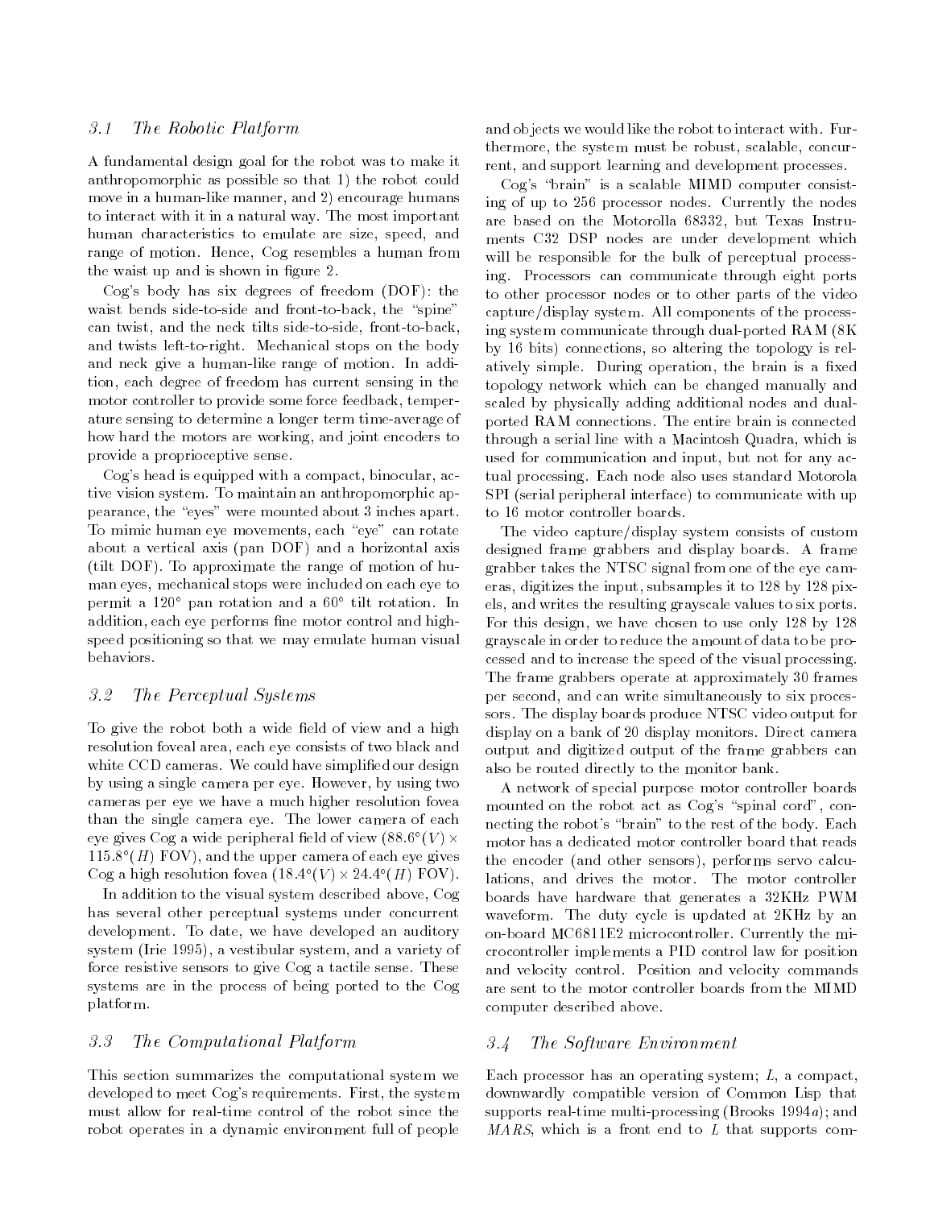### 3.1 The Robotic Platform

A fundamental design goal for the robot was to make it anthropomorphic as possible so that 1) the robot could move in a human-like manner, and 2) encourage humans to interact with it in a natural way. The most important human characteristics to emulate are size, speed, and range of motion. Hence, Cog resembles a human from the waist up and is shown in figure 2.

Cog's body has six degrees of freedom (DOF): the waist bends side-to-side and front-to-back, the "spine" can twist, and the neck tilts side-to-side, front-to-back, and twists left-to-right. Mechanical stops on the body and neck give a human-like range of motion. In addition, each degree of freedom has current sensing in the motor controller to provide some force feedback, temperature sensing to determine a longer term time-average of how hard the motors are working, and joint encoders to provide a proprioceptive sense.

Cog's head is equipped with a compact, binocular, active vision system. To maintain an anthropomorphic appearance, the "eyes" were mounted about 3 inches apart. To mimic human eye movements, each "eye" can rotate about a vertical axis (pan DOF) and a horizontal axis (tilt DOF). To approximate the range of motion of human eyes, mechanical stops were included on each eye to permit a $120°$ pan rotation and a $60°$ tilt rotation. In addition, each eye performs fine motor control and high-speed positioning so that we may emulate human visual behaviors.

### 3.2 The Perceptual Systems

To give the robot both a wide field of view and a high resolution foveal area, each eye consists of two black and white CCD cameras. We could have simplified our design by using a single camera per eye. However, by using two cameras per eye we have a much higher resolution fovea than the single camera eye. The lower camera of each eye gives Cog a wide peripheral field of view ($88.6°(V) \times 115.8°(H)$ FOV), and the upper camera of each eye gives Cog a high resolution fovea ($18.4°(V) \times 24.4°(H)$ FOV).

In addition to the visual system described above, Cog has several other perceptual systems under concurrent development. To date, we have developed an auditory system (Irie 1995), a vestibular system, and a variety of force resistive sensors to give Cog a tactile sense. These systems are in the process of being ported to the Cog platform.

### 3.3 The Computational Platform

This section summarizes the computational system we developed to meet Cog's requirements. First, the system must allow for real-time control of the robot since the robot operates in a dynamic environment full of people and objects we would like the robot to interact with. Furthermore, the system must be robust, scalable, concurrent, and support learning and development processes.

Cog's "brain" is a scalable MIMD computer consisting of up to 256 processor nodes. Currently the nodes are based on the Motorolla 68332, but Texas Instruments C32 DSP nodes are under development which will be responsible for the bulk of perceptual processing. Processors can communicate through eight ports to other processor nodes or to other parts of the video capture/display system. All components of the processing system communicate through dual-ported RAM (8K by 16 bits) connections, so altering the topology is relatively simple. During operation, the brain is a fixed topology network which can be changed manually and scaled by physically adding additional nodes and dual-ported RAM connections. The entire brain is connected through a serial line with a Macintosh Quadra, which is used for communication and input, but not for any actual processing. Each node also uses standard Motorola SPI (serial peripheral interface) to communicate with up to 16 motor controller boards.

The video capture/display system consists of custom designed frame grabbers and display boards. A frame grabber takes the NTSC signal from one of the eye cameras, digitizes the input, subsamples it to 128 by 128 pixels, and writes the resulting grayscale values to six ports. For this design, we have chosen to use only 128 by 128 grayscale in order to reduce the amount of data to be processed and to increase the speed of the visual processing. The frame grabbers operate at approximately 30 frames per second, and can write simultaneously to six processors. The display boards produce NTSC video output for display on a bank of 20 display monitors. Direct camera output and digitized output of the frame grabbers can also be routed directly to the monitor bank.

A network of special purpose motor controller boards mounted on the robot act as Cog's "spinal cord", connecting the robot's "brain" to the rest of the body. Each motor has a dedicated motor controller board that reads the encoder (and other sensors), performs servo calculations, and drives the motor. The motor controller boards have hardware that generates a 32KHz PWM waveform. The duty cycle is updated at 2KHz by an on-board MC6811E2 microcontroller. Currently the microcontroller implements a PID control law for position and velocity control. Position and velocity commands are sent to the motor controller boards from the MIMD computer described above.

### 3.4 The Software Environment

Each processor has an operating system; *L*, a compact, downwardly compatible version of Common Lisp that supports real-time multi-processing (Brooks 1994*a*); and *MARS*, which is a front end to *L* that supports com-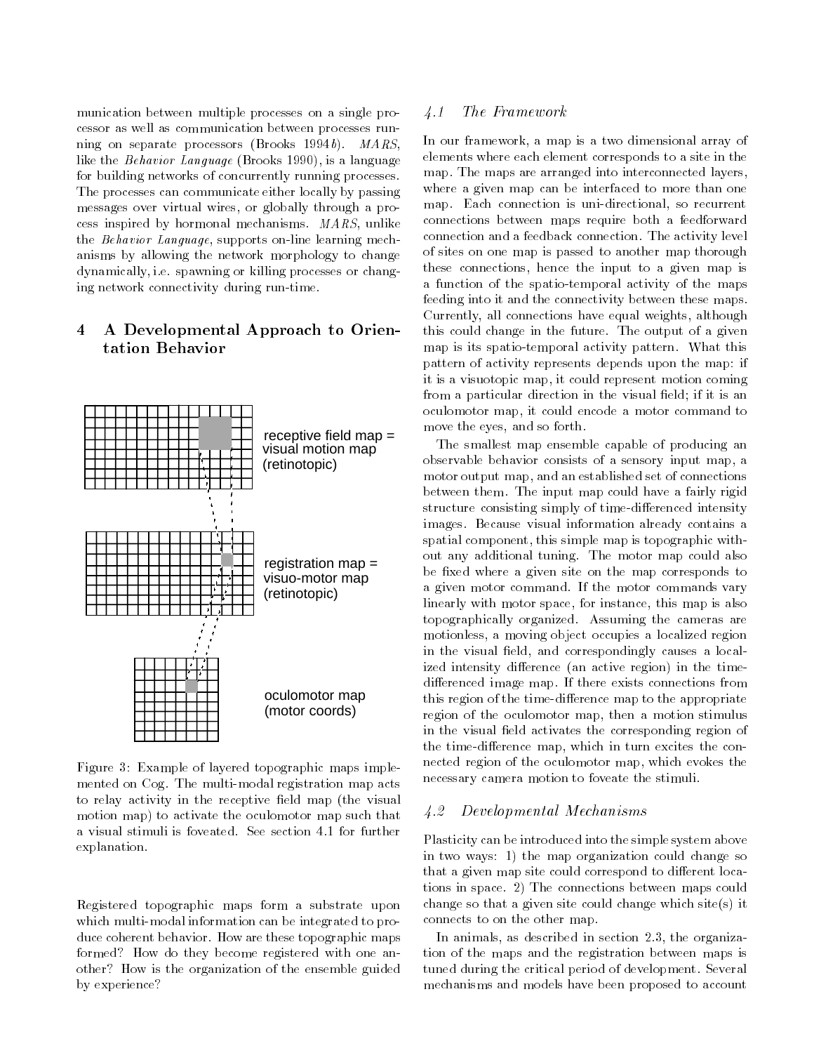munication between multiple processes on a single processor as well as communication between processes running on separate processors (Brooks 1994*b*). *MARS*, like the *Behavior Language* (Brooks 1990), is a language for building networks of concurrently running processes. The processes can communicate either locally by passing messages over virtual wires, or globally through a process inspired by hormonal mechanisms. *MARS*, unlike the *Behavior Language*, supports on-line learning mechanisms by allowing the network morphology to change dynamically, i.e. spawning or killing processes or changing network connectivity during run-time.

## 4 A Developmental Approach to Orientation Behavior

receptive field map = visual motion map (retinotopic)

registration map = visuo-motor map (retinotopic)

oculomotor map (motor coords)

Figure 3: Example of layered topographic maps implemented on Cog. The multi-modal registration map acts to relay activity in the receptive field map (the visual motion map) to activate the oculomotor map such that a visual stimuli is foveated. See section 4.1 for further explanation.

Registered topographic maps form a substrate upon which multi-modal information can be integrated to produce coherent behavior. How are these topographic maps formed? How do they become registered with one another? How is the organization of the ensemble guided by experience?

### 4.1 The Framework

In our framework, a map is a two dimensional array of elements where each element corresponds to a site in the map. The maps are arranged into interconnected layers, where a given map can be interfaced to more than one map. Each connection is uni-directional, so recurrent connections between maps require both a feedforward connection and a feedback connection. The activity level of sites on one map is passed to another map thorough these connections, hence the input to a given map is a function of the spatio-temporal activity of the maps feeding into it and the connectivity between these maps. Currently, all connections have equal weights, although this could change in the future. The output of a given map is its spatio-temporal activity pattern. What this pattern of activity represents depends upon the map: if it is a visuotopic map, it could represent motion coming from a particular direction in the visual field; if it is an oculomotor map, it could encode a motor command to move the eyes, and so forth.

The smallest map ensemble capable of producing an observable behavior consists of a sensory input map, a motor output map, and an established set of connections between them. The input map could have a fairly rigid structure consisting simply of time-differenced intensity images. Because visual information already contains a spatial component, this simple map is topographic without any additional tuning. The motor map could also be fixed where a given site on the map corresponds to a given motor command. If the motor commands vary linearly with motor space, for instance, this map is also topographically organized. Assuming the cameras are motionless, a moving object occupies a localized region in the visual field, and correspondingly causes a localized intensity difference (an active region) in the time-differenced image map. If there exists connections from this region of the time-difference map to the appropriate region of the oculomotor map, then a motion stimulus in the visual field activates the corresponding region of the time-difference map, which in turn excites the connected region of the oculomotor map, which evokes the necessary camera motion to foveate the stimuli.

### 4.2 Developmental Mechanisms

Plasticity can be introduced into the simple system above in two ways: 1) the map organization could change so that a given map site could correspond to different locations in space. 2) The connections between maps could change so that a given site could change which site(s) it connects to on the other map.

In animals, as described in section 2.3, the organization of the maps and the registration between maps is tuned during the critical period of development. Several mechanisms and models have been proposed to account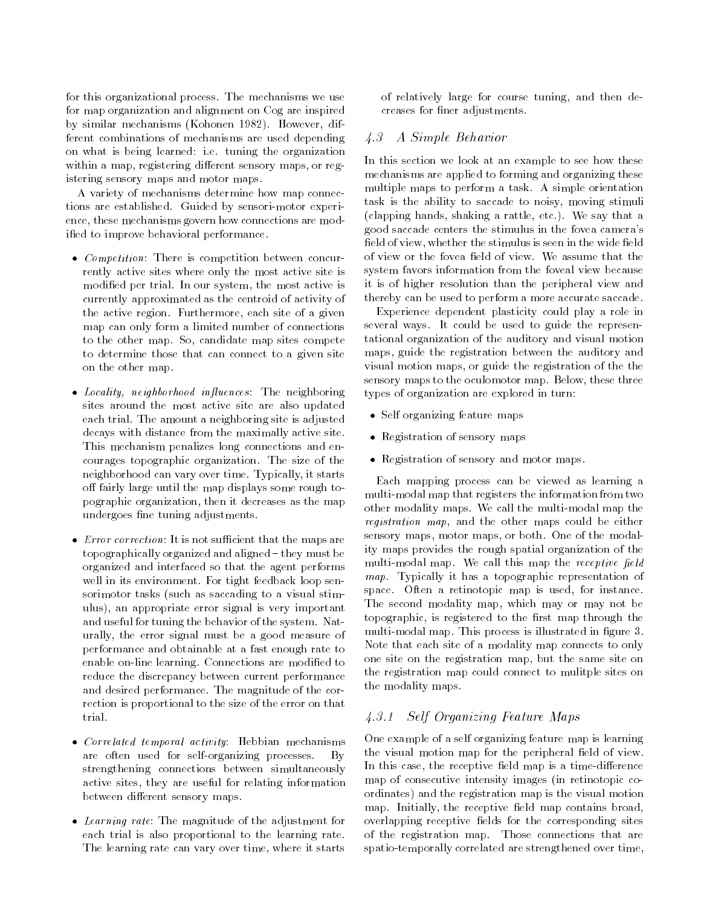for this organizational process. The mechanisms we use for map organization and alignment on Cog are inspired by similar mechanisms (Kohonen 1982). However, different combinations of mechanisms are used depending on what is being learned: i.e. tuning the organization within a map, registering different sensory maps, or registering sensory maps and motor maps.

A variety of mechanisms determine how map connections are established. Guided by sensori-motor experience, these mechanisms govern how connections are modified to improve behavioral performance.

- *Competition*: There is competition between concurrently active sites where only the most active site is modified per trial. In our system, the most active is currently approximated as the centroid of activity of the active region. Furthermore, each site of a given map can only form a limited number of connections to the other map. So, candidate map sites compete to determine those that can connect to a given site on the other map.

- *Locality, neighborhood influences*: The neighboring sites around the most active site are also updated each trial. The amount a neighboring site is adjusted decays with distance from the maximally active site. This mechanism penalizes long connections and encourages topographic organization. The size of the neighborhood can vary over time. Typically, it starts off fairly large until the map displays some rough topographic organization, then it decreases as the map undergoes fine tuning adjustments.

- *Error correction*: It is not sufficient that the maps are topographically organized and aligned – they must be organized and interfaced so that the agent performs well in its environment. For tight feedback loop sensorimotor tasks (such as saccading to a visual stimulus), an appropriate error signal is very important and useful for tuning the behavior of the system. Naturally, the error signal must be a good measure of performance and obtainable at a fast enough rate to enable on-line learning. Connections are modified to reduce the discrepancy between current performance and desired performance. The magnitude of the correction is proportional to the size of the error on that trial.

- *Correlated temporal activity*: Hebbian mechanisms are often used for self-organizing processes. By strengthening connections between simultaneously active sites, they are useful for relating information between different sensory maps.

- *Learning rate*: The magnitude of the adjustment for each trial is also proportional to the learning rate. The learning rate can vary over time, where it starts of relatively large for course tuning, and then decreases for finer adjustments.

### *4.3 A Simple Behavior*

In this section we look at an example to see how these mechanisms are applied to forming and organizing these multiple maps to perform a task. A simple orientation task is the ability to saccade to noisy, moving stimuli (clapping hands, shaking a rattle, etc.). We say that a good saccade centers the stimulus in the fovea camera's field of view, whether the stimulus is seen in the wide field of view or the fovea field of view. We assume that the system favors information from the foveal view because it is of higher resolution than the peripheral view and thereby can be used to perform a more accurate saccade.

Experience dependent plasticity could play a role in several ways. It could be used to guide the representational organization of the auditory and visual motion maps, guide the registration between the auditory and visual motion maps, or guide the registration of the the sensory maps to the oculomotor map. Below, these three types of organization are explored in turn:

- Self organizing feature maps
- Registration of sensory maps
- Registration of sensory and motor maps.

Each mapping process can be viewed as learning a multi-modal map that registers the information from two other modality maps. We call the multi-modal map the *registration map*, and the other maps could be either sensory maps, motor maps, or both. One of the modality maps provides the rough spatial organization of the multi-modal map. We call this map the *receptive field map*. Typically it has a topographic representation of space. Often a retinotopic map is used, for instance. The second modality map, which may or may not be topographic, is registered to the first map through the multi-modal map. This process is illustrated in figure 3. Note that each site of a modality map connects to only one site on the registration map, but the same site on the registration map could connect to mulitple sites on the modality maps.

#### *4.3.1 Self Organizing Feature Maps*

One example of a self organizing feature map is learning the visual motion map for the peripheral field of view. In this case, the receptive field map is a time-difference map of consecutive intensity images (in retinotopic coordinates) and the registration map is the visual motion map. Initially, the receptive field map contains broad, overlapping receptive fields for the corresponding sites of the registration map. Those connections that are spatio-temporally correlated are strengthened over time,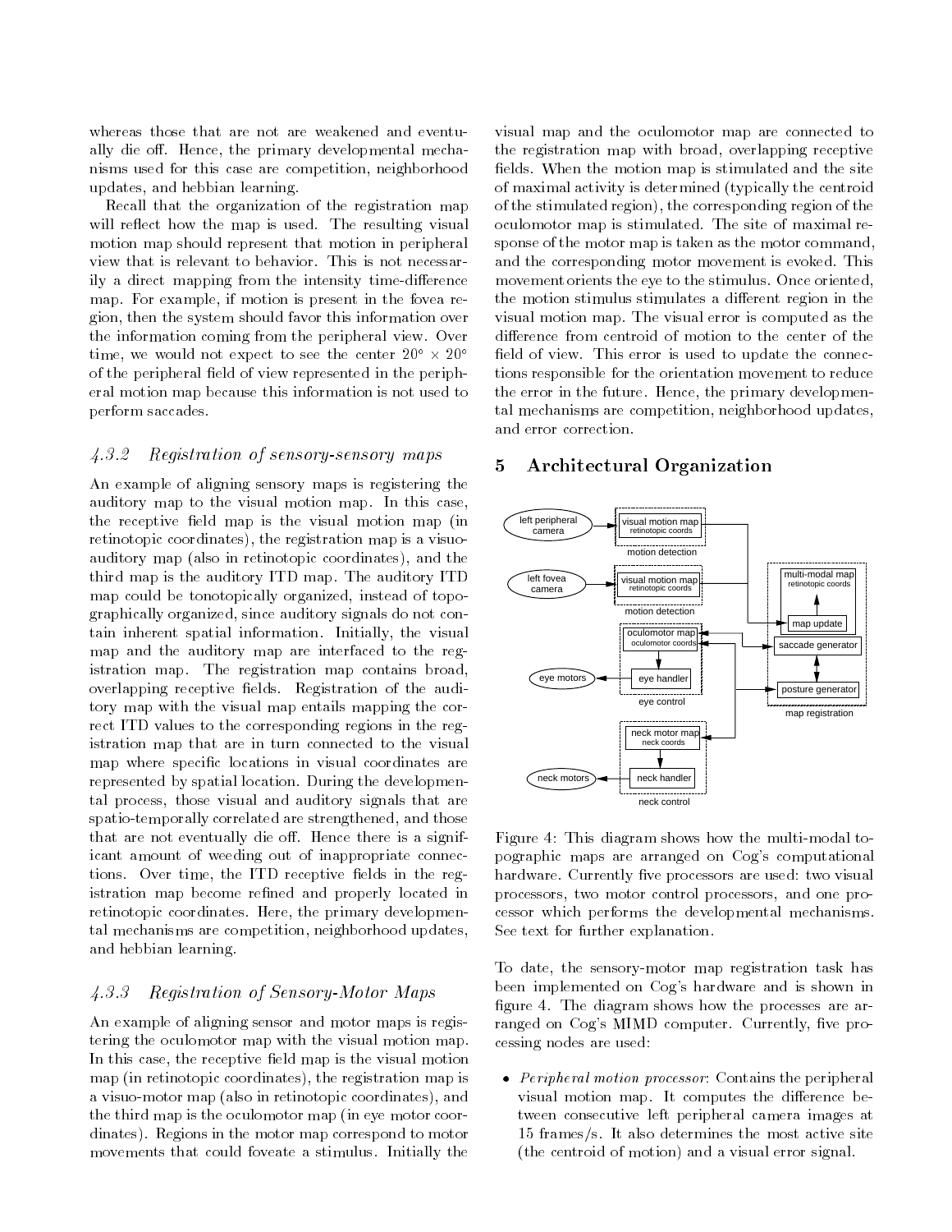whereas those that are not are weakened and eventually die off. Hence, the primary developmental mechanisms used for this case are competition, neighborhood updates, and hebbian learning.

Recall that the organization of the registration map will reflect how the map is used. The resulting visual motion map should represent that motion in peripheral view that is relevant to behavior. This is not necessarily a direct mapping from the intensity time-difference map. For example, if motion is present in the fovea region, then the system should favor this information over the information coming from the peripheral view. Over time, we would not expect to see the center $20° \times 20°$ of the peripheral field of view represented in the peripheral motion map because this information is not used to perform saccades.

#### *4.3.2 Registration of sensory-sensory maps*

An example of aligning sensory maps is registering the auditory map to the visual motion map. In this case, the receptive field map is the visual motion map (in retinotopic coordinates), the registration map is a visuo-auditory map (also in retinotopic coordinates), and the third map is the auditory ITD map. The auditory ITD map could be tonotopically organized, instead of topographically organized, since auditory signals do not contain inherent spatial information. Initially, the visual map and the auditory map are interfaced to the registration map. The registration map contains broad, overlapping receptive fields. Registration of the auditory map with the visual map entails mapping the correct ITD values to the corresponding regions in the registration map that are in turn connected to the visual map where specific locations in visual coordinates are represented by spatial location. During the developmental process, those visual and auditory signals that are spatio-temporally correlated are strengthened, and those that are not eventually die off. Hence there is a significant amount of weeding out of inappropriate connections. Over time, the ITD receptive fields in the registration map become refined and properly located in retinotopic coordinates. Here, the primary developmental mechanisms are competition, neighborhood updates, and hebbian learning.

#### *4.3.3 Registration of Sensory-Motor Maps*

An example of aligning sensor and motor maps is registering the oculomotor map with the visual motion map. In this case, the receptive field map is the visual motion map (in retinotopic coordinates), the registration map is a visuo-motor map (also in retinotopic coordinates), and the third map is the oculomotor map (in eye motor coordinates). Regions in the motor map correspond to motor movements that could foveate a stimulus. Initially the visual map and the oculomotor map are connected to the registration map with broad, overlapping receptive fields. When the motion map is stimulated and the site of maximal activity is determined (typically the centroid of the stimulated region), the corresponding region of the oculomotor map is stimulated. The site of maximal response of the motor map is taken as the motor command, and the corresponding motor movement is evoked. This movement orients the eye to the stimulus. Once oriented, the motion stimulus stimulates a different region in the visual motion map. The visual error is computed as the difference from centroid of motion to the center of the field of view. This error is used to update the connections responsible for the orientation movement to reduce the error in the future. Hence, the primary developmental mechanisms are competition, neighborhood updates, and error correction.

## 5 Architectural Organization

Figure 4: This diagram shows how the multi-modal topographic maps are arranged on Cog's computational hardware. Currently five processors are used: two visual processors, two motor control processors, and one processor which performs the developmental mechanisms. See text for further explanation.

To date, the sensory-motor map registration task has been implemented on Cog's hardware and is shown in figure 4. The diagram shows how the processes are arranged on Cog's MIMD computer. Currently, five processing nodes are used:

- *Peripheral motion processor*: Contains the peripheral visual motion map. It computes the difference between consecutive left peripheral camera images at 15 frames/s. It also determines the most active site (the centroid of motion) and a visual error signal.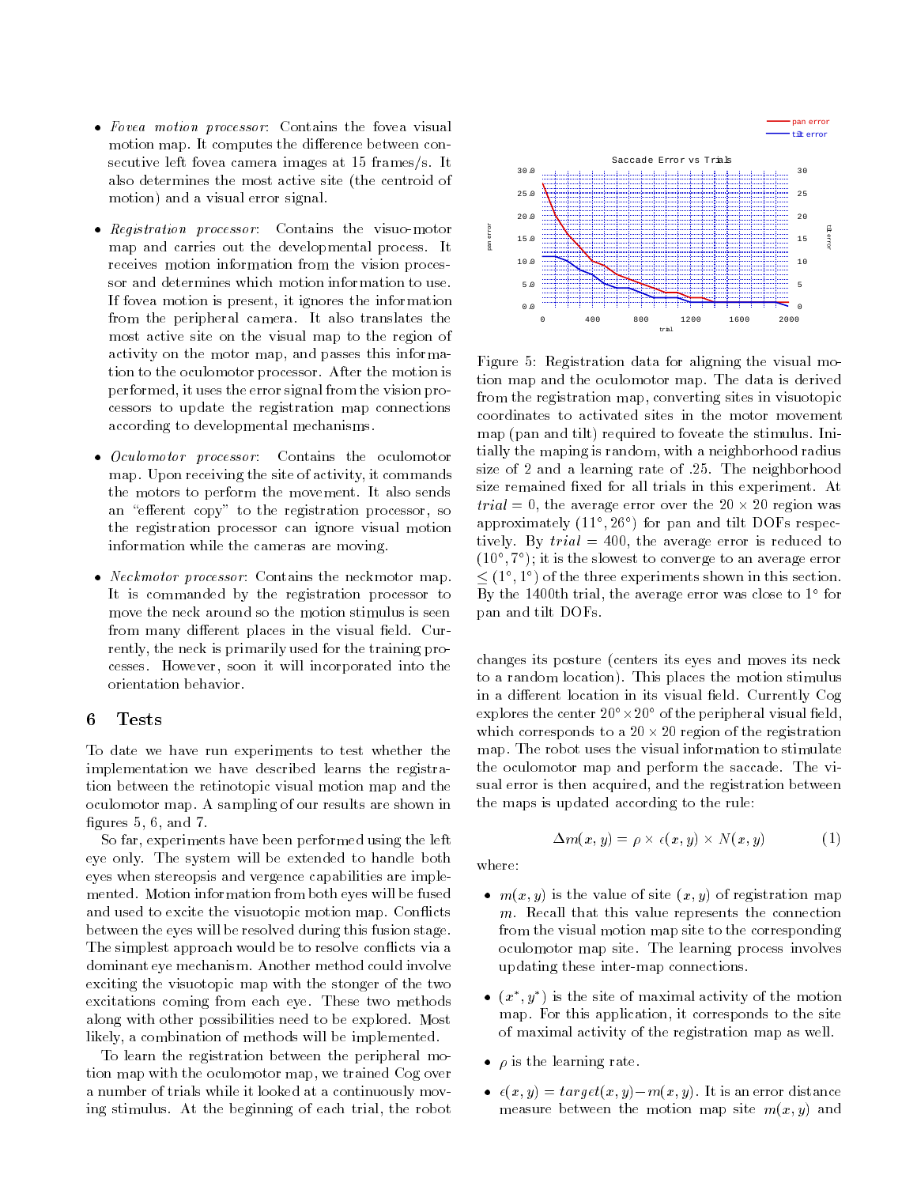- *Fovea motion processor*: Contains the fovea visual motion map. It computes the difference between consecutive left fovea camera images at 15 frames/s. It also determines the most active site (the centroid of motion) and a visual error signal.

- *Registration processor*: Contains the visuo-motor map and carries out the developmental process. It receives motion information from the vision processor and determines which motion information to use. If fovea motion is present, it ignores the information from the peripheral camera. It also translates the most active site on the visual map to the region of activity on the motor map, and passes this information to the oculomotor processor. After the motion is performed, it uses the error signal from the vision processors to update the registration map connections according to developmental mechanisms.

- *Oculomotor processor*: Contains the oculomotor map. Upon receiving the site of activity, it commands the motors to perform the movement. It also sends an "efferent copy" to the registration processor, so the registration processor can ignore visual motion information while the cameras are moving.

- *Neckmotor processor*: Contains the neckmotor map. It is commanded by the registration processor to move the neck around so the motion stimulus is seen from many different places in the visual field. Currently, the neck is primarily used for the training processes. However, soon it will incorporated into the orientation behavior.

## 6 Tests

To date we have run experiments to test whether the implementation we have described learns the registration between the retinotopic visual motion map and the oculomotor map. A sampling of our results are shown in figures 5, 6, and 7.

So far, experiments have been performed using the left eye only. The system will be extended to handle both eyes when stereopsis and vergence capabilities are implemented. Motion information from both eyes will be fused and used to excite the visuotopic motion map. Conflicts between the eyes will be resolved during this fusion stage. The simplest approach would be to resolve conflicts via a dominant eye mechanism. Another method could involve exciting the visuotopic map with the stonger of the two excitations coming from each eye. These two methods along with other possibilities need to be explored. Most likely, a combination of methods will be implemented.

To learn the registration between the peripheral motion map with the oculomotor map, we trained Cog over a number of trials while it looked at a continuously moving stimulus. At the beginning of each trial, the robot changes its posture (centers its eyes and moves its neck to a random location). This places the motion stimulus in a different location in its visual field. Currently Cog explores the center $20° \times 20°$ of the peripheral visual field, which corresponds to a $20 \times 20$ region of the registration map. The robot uses the visual information to stimulate the oculomotor map and perform the saccade. The visual error is then acquired, and the registration between the maps is updated according to the rule:

$$\Delta m(x, y) = \rho \times \epsilon(x, y) \times N(x, y) \qquad (1)$$

where:

- $m(x, y)$ is the value of site $(x, y)$ of registration map $m$. Recall that this value represents the connection from the visual motion map site to the corresponding oculomotor map site. The learning process involves updating these inter-map connections.

- $(x^*, y^*)$ is the site of maximal activity of the motion map. For this application, it corresponds to the site of maximal activity of the registration map as well.

- $\rho$ is the learning rate.

- $\epsilon(x, y) = target(x, y) - m(x, y)$. It is an error distance measure between the motion map site $m(x, y)$ and

Figure 5: Registration data for aligning the visual motion map and the oculomotor map. The data is derived from the registration map, converting sites in visuotopic coordinates to activated sites in the motor movement map (pan and tilt) required to foveate the stimulus. Initially the maping is random, with a neighborhood radius size of 2 and a learning rate of .25. The neighborhood size remained fixed for all trials in this experiment. At $trial = 0$, the average error over the $20 \times 20$ region was approximately $(11°, 26°)$ for pan and tilt DOFs respectively. By $trial = 400$, the average error is reduced to $(10°, 7°)$; it is the slowest to converge to an average error $\leq (1°, 1°)$ of the three experiments shown in this section. By the 1400th trial, the average error was close to $1°$ for pan and tilt DOFs.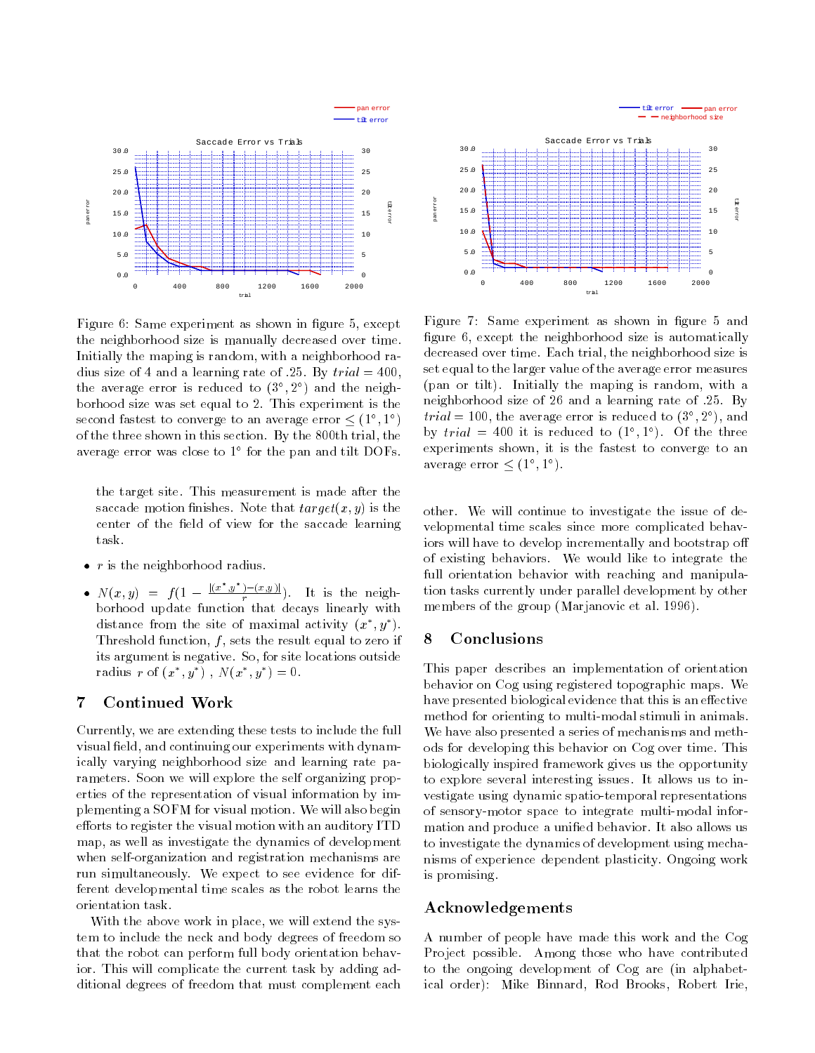Figure 6: Same experiment as shown in figure 5, except the neighborhood size is manually decreased over time. Initially the maping is random, with a neighborhood radius size of 4 and a learning rate of .25. By $trial = 400$, the average error is reduced to $(3°, 2°)$ and the neighborhood size was set equal to 2. This experiment is the second fastest to converge to an average error $\leq (1°, 1°)$ of the three shown in this section. By the 800th trial, the average error was close to 1° for the pan and tilt DOFs.

Figure 7: Same experiment as shown in figure 5 and figure 6, except the neighborhood size is automatically decreased over time. Each trial, the neighborhood size is set equal to the larger value of the average error measures (pan or tilt). Initially the maping is random, with a neighborhood size of 26 and a learning rate of .25. By $trial = 100$, the average error is reduced to $(3°, 2°)$, and by $trial = 400$ it is reduced to $(1°, 1°)$. Of the three experiments shown, it is the fastest to converge to an average error $\leq (1°, 1°)$.

the target site. This measurement is made after the saccade motion finishes. Note that $target(x, y)$ is the center of the field of view for the saccade learning task.

- $r$ is the neighborhood radius.
- $N(x, y) = f(1 - \frac{|(x^*,y^*)-(x,y)|}{r})$. It is the neighborhood update function that decays linearly with distance from the site of maximal activity $(x^*, y^*)$. Threshold function, $f$, sets the result equal to zero if its argument is negative. So, for site locations outside radius $r$ of $(x^*, y^*)$ , $N(x^*, y^*) = 0$.

## 7 Continued Work

Currently, we are extending these tests to include the full visual field, and continuing our experiments with dynamically varying neighborhood size and learning rate parameters. Soon we will explore the self organizing properties of the representation of visual information by implementing a SOFM for visual motion. We will also begin efforts to register the visual motion with an auditory ITD map, as well as investigate the dynamics of development when self-organization and registration mechanisms are run simultaneously. We expect to see evidence for different developmental time scales as the robot learns the orientation task.

With the above work in place, we will extend the system to include the neck and body degrees of freedom so that the robot can perform full body orientation behavior. This will complicate the current task by adding additional degrees of freedom that must complement each other. We will continue to investigate the issue of developmental time scales since more complicated behaviors will have to develop incrementally and bootstrap off of existing behaviors. We would like to integrate the full orientation behavior with reaching and manipulation tasks currently under parallel development by other members of the group (Marjanovic et al. 1996).

## 8 Conclusions

This paper describes an implementation of orientation behavior on Cog using registered topographic maps. We have presented biological evidence that this is an effective method for orienting to multi-modal stimuli in animals. We have also presented a series of mechanisms and methods for developing this behavior on Cog over time. This biologically inspired framework gives us the opportunity to explore several interesting issues. It allows us to investigate using dynamic spatio-temporal representations of sensory-motor space to integrate multi-modal information and produce a unified behavior. It also allows us to investigate the dynamics of development using mechanisms of experience dependent plasticity. Ongoing work is promising.

## Acknowledgements

A number of people have made this work and the Cog Project possible. Among those who have contributed to the ongoing development of Cog are (in alphabetical order): Mike Binnard, Rod Brooks, Robert Irie,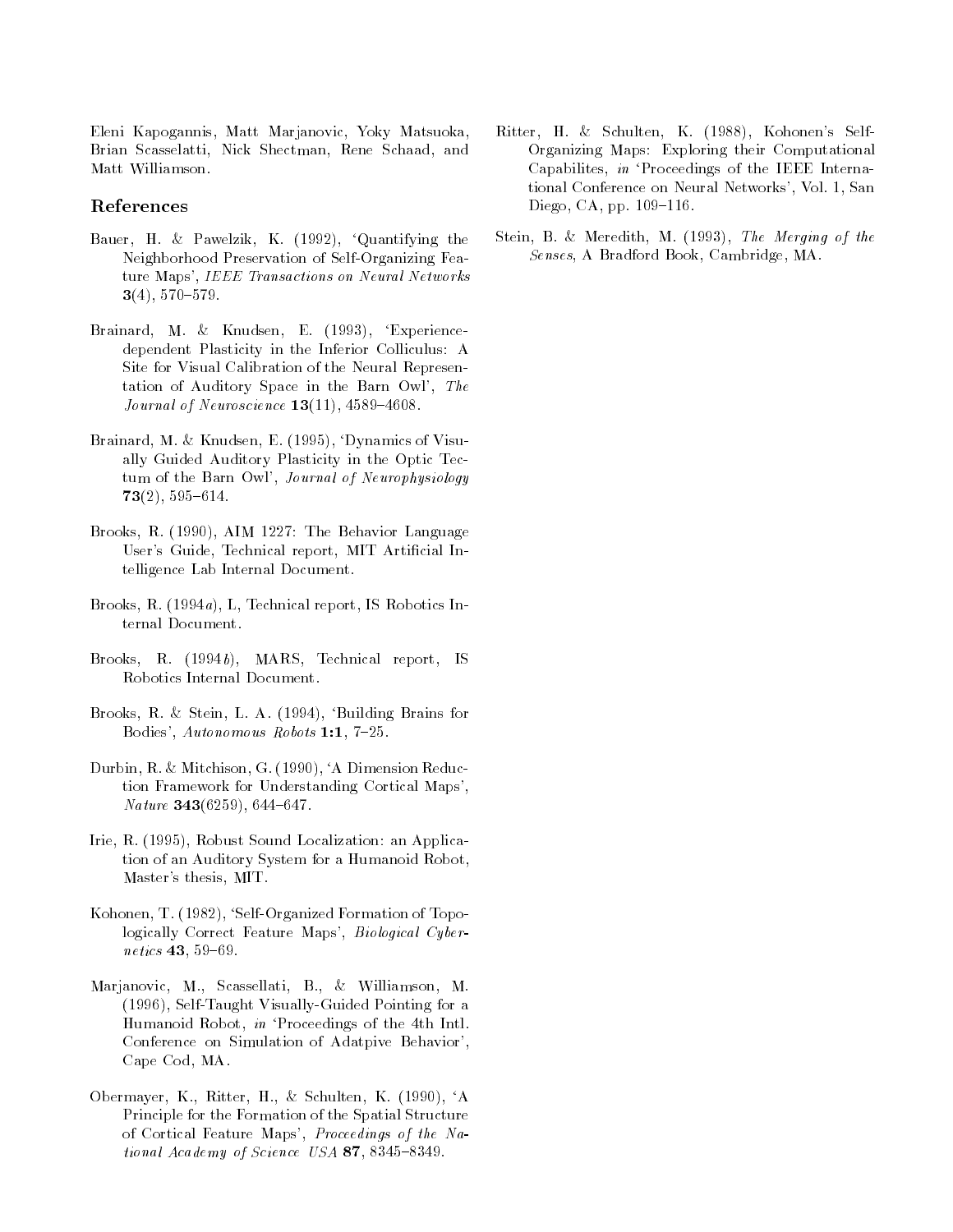Eleni Kapogannis, Matt Marjanovic, Yoky Matsuoka, Brian Scasselatti, Nick Shectman, Rene Schaad, and Matt Williamson.

## References

Bauer, H. & Pawelzik, K. (1992), 'Quantifying the Neighborhood Preservation of Self-Organizing Feature Maps', *IEEE Transactions on Neural Networks* **3**(4), 570–579.

Brainard, M. & Knudsen, E. (1993), 'Experience-dependent Plasticity in the Inferior Colliculus: A Site for Visual Calibration of the Neural Representation of Auditory Space in the Barn Owl', *The Journal of Neuroscience* **13**(11), 4589–4608.

Brainard, M. & Knudsen, E. (1995), 'Dynamics of Visually Guided Auditory Plasticity in the Optic Tectum of the Barn Owl', *Journal of Neurophysiology* **73**(2), 595–614.

Brooks, R. (1990), AIM 1227: The Behavior Language User's Guide, Technical report, MIT Artificial Intelligence Lab Internal Document.

Brooks, R. (1994*a*), L, Technical report, IS Robotics Internal Document.

Brooks, R. (1994*b*), MARS, Technical report, IS Robotics Internal Document.

Brooks, R. & Stein, L. A. (1994), 'Building Brains for Bodies', *Autonomous Robots* **1:1**, 7–25.

Durbin, R. & Mitchison, G. (1990), 'A Dimension Reduction Framework for Understanding Cortical Maps', *Nature* **343**(6259), 644–647.

Irie, R. (1995), Robust Sound Localization: an Application of an Auditory System for a Humanoid Robot, Master's thesis, MIT.

Kohonen, T. (1982), 'Self-Organized Formation of Topologically Correct Feature Maps', *Biological Cybernetics* **43**, 59–69.

Marjanovic, M., Scassellati, B., & Williamson, M. (1996), Self-Taught Visually-Guided Pointing for a Humanoid Robot, *in* 'Proceedings of the 4th Intl. Conference on Simulation of Adatpive Behavior', Cape Cod, MA.

Obermayer, K., Ritter, H., & Schulten, K. (1990), 'A Principle for the Formation of the Spatial Structure of Cortical Feature Maps', *Proceedings of the National Academy of Science USA* **87**, 8345–8349.

Ritter, H. & Schulten, K. (1988), Kohonen's Self-Organizing Maps: Exploring their Computational Capabilites, *in* 'Proceedings of the IEEE International Conference on Neural Networks', Vol. 1, San Diego, CA, pp. 109–116.

Stein, B. & Meredith, M. (1993), *The Merging of the Senses*, A Bradford Book, Cambridge, MA.